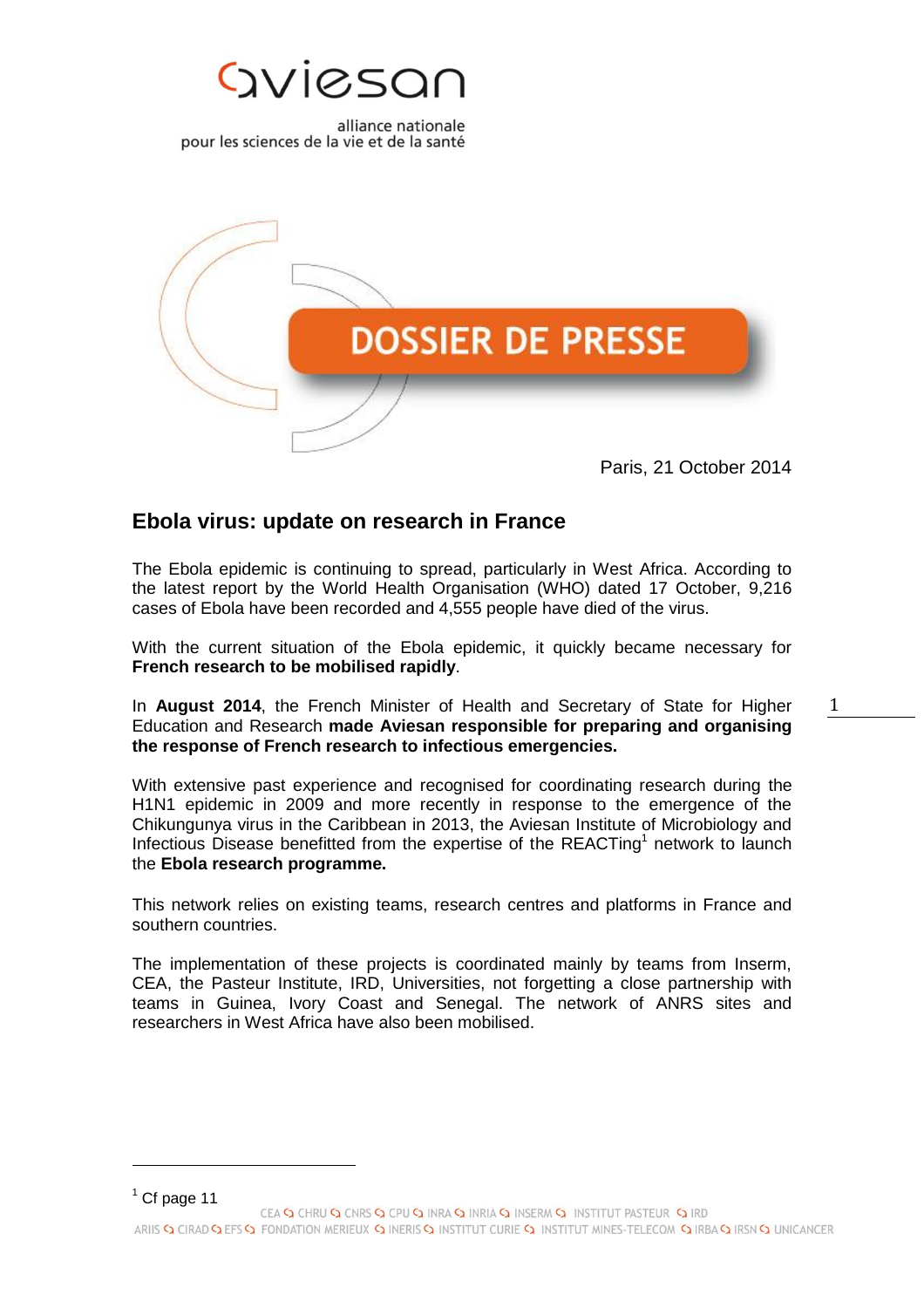aviesan

alliance nationale pour les sciences de la vie et de la santé

DOSSIER DE PRESSE

Paris, 21 October 2014

# Ebola virus: update on research in France

The Ebola epidemic is continuing to spread, particularly in West Africa. According to the latest report by the World Health Organisation (WHO) dated 17 October, 9,216 cases of Ebola have been recorded and 4,555 people have died of the virus.

With the current situation of the Ebola epidemic, it quickly became necessary for **French research to be mobilised rapidly**.

In **August 2014**, the French Minister of Health and Secretary of State for Higher Education and Research **made Aviesan responsible for preparing and organising the response of French research to infectious emergencies.**

With extensive past experience and recognised for coordinating research during the H1N1 epidemic in 2009 and more recently in response to the emergence of the Chikungunya virus in the Caribbean in 2013, the Aviesan Institute of Microbiology and Infectious Disease benefitted from the expertise of the REACTing[1] network to launch the **Ebola research programme.**

This network relies on existing teams, research centres and platforms in France and southern countries.

The implementation of these projects is coordinated mainly by teams from Inserm, CEA, the Pasteur Institute, IRD, Universities, not forgetting a close partnership with teams in Guinea, Ivory Coast and Senegal. The network of ANRS sites and researchers in West Africa have also been mobilised.

[1] Cf page 11

CEA · CHRU · CNRS · CPU · INRA · INRIA · INSERM · INSTITUT PASTEUR · IRD
ARIIS · CIRAD · EFS · FONDATION MERIEUX · INERIS · INSTITUT CURIE · INSTITUT MINES-TELECOM · IRBA · IRSN · UNICANCER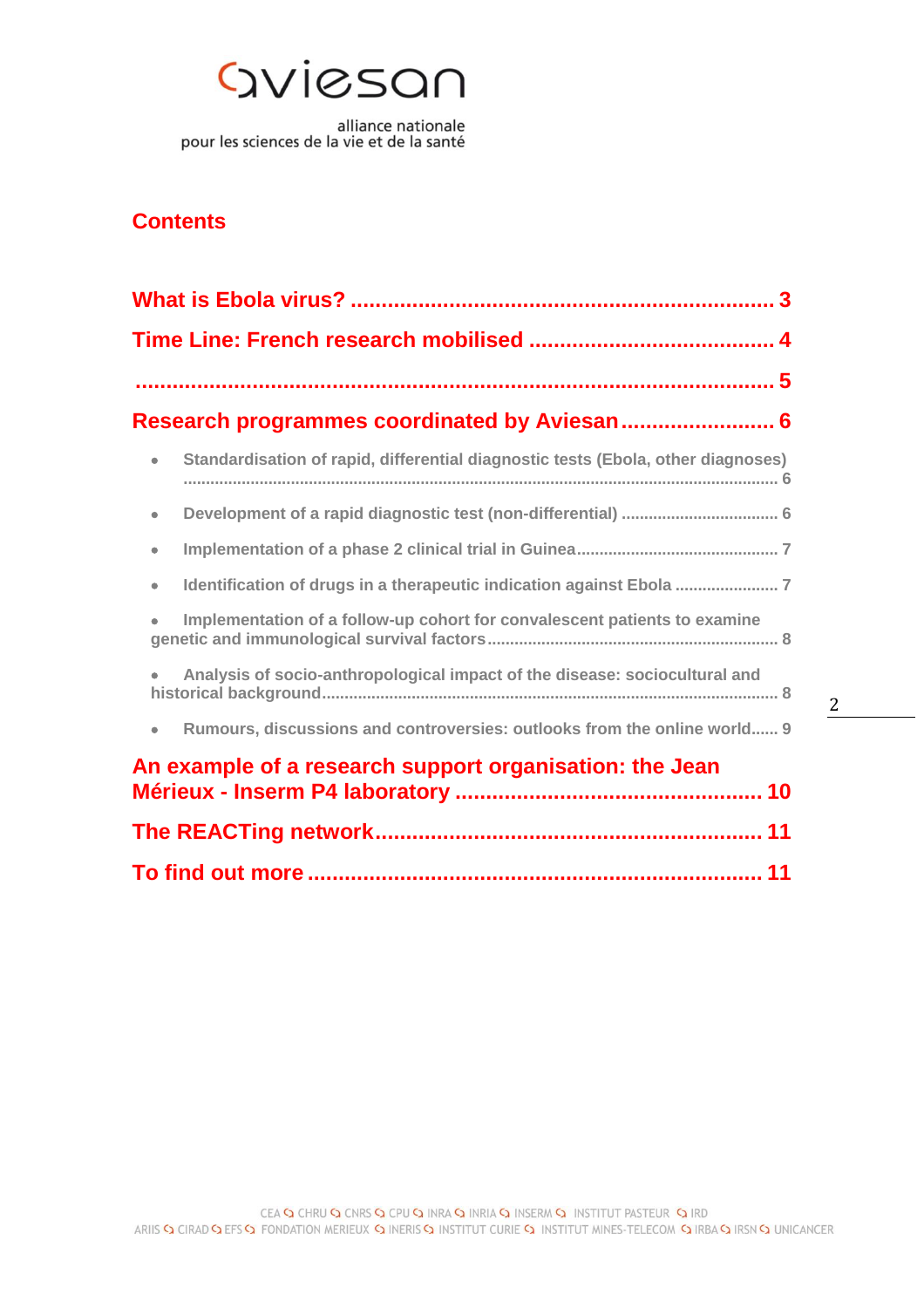aviesan

alliance nationale
pour les sciences de la vie et de la santé

# Contents

What is Ebola virus? .......................................................................... 3

Time Line: French research mobilised ........................................ 4

............................................................................................................ 5

Research programmes coordinated by Aviesan ......................... 6

- Standardisation of rapid, differential diagnostic tests (Ebola, other diagnoses) ..................................................................................................................... 6
- Development of a rapid diagnostic test (non-differential) ................................. 6
- Implementation of a phase 2 clinical trial in Guinea ............................................ 7
- Identification of drugs in a therapeutic indication against Ebola ...................... 7
- Implementation of a follow-up cohort for convalescent patients to examine genetic and immunological survival factors ................................................................ 8
- Analysis of socio-anthropological impact of the disease: sociocultural and historical background .................................................................................................. 8
- Rumours, discussions and controversies: outlooks from the online world...... 9

An example of a research support organisation: the Jean Mérieux - Inserm P4 laboratory .................................................. 10

The REACTing network ............................................................... 11

To find out more ........................................................................... 11

CEA CHRU CNRS CPU INRA INRIA INSERM INSTITUT PASTEUR IRD
ARIIS CIRAD EFS FONDATION MERIEUX INERIS INSTITUT CURIE INSTITUT MINES-TELECOM IRBA IRSN UNICANCER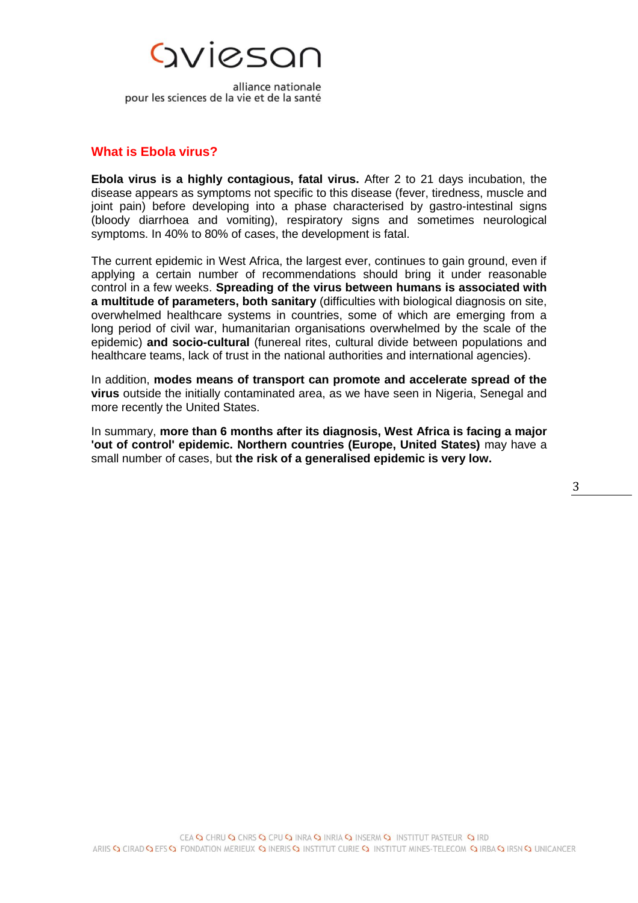## What is Ebola virus?

**Ebola virus is a highly contagious, fatal virus.** After 2 to 21 days incubation, the disease appears as symptoms not specific to this disease (fever, tiredness, muscle and joint pain) before developing into a phase characterised by gastro-intestinal signs (bloody diarrhoea and vomiting), respiratory signs and sometimes neurological symptoms. In 40% to 80% of cases, the development is fatal.

The current epidemic in West Africa, the largest ever, continues to gain ground, even if applying a certain number of recommendations should bring it under reasonable control in a few weeks. **Spreading of the virus between humans is associated with a multitude of parameters, both sanitary** (difficulties with biological diagnosis on site, overwhelmed healthcare systems in countries, some of which are emerging from a long period of civil war, humanitarian organisations overwhelmed by the scale of the epidemic) **and socio-cultural** (funereal rites, cultural divide between populations and healthcare teams, lack of trust in the national authorities and international agencies).

In addition, **modes means of transport can promote and accelerate spread of the virus** outside the initially contaminated area, as we have seen in Nigeria, Senegal and more recently the United States.

In summary, **more than 6 months after its diagnosis, West Africa is facing a major 'out of control' epidemic. Northern countries (Europe, United States)** may have a small number of cases, but **the risk of a generalised epidemic is very low.**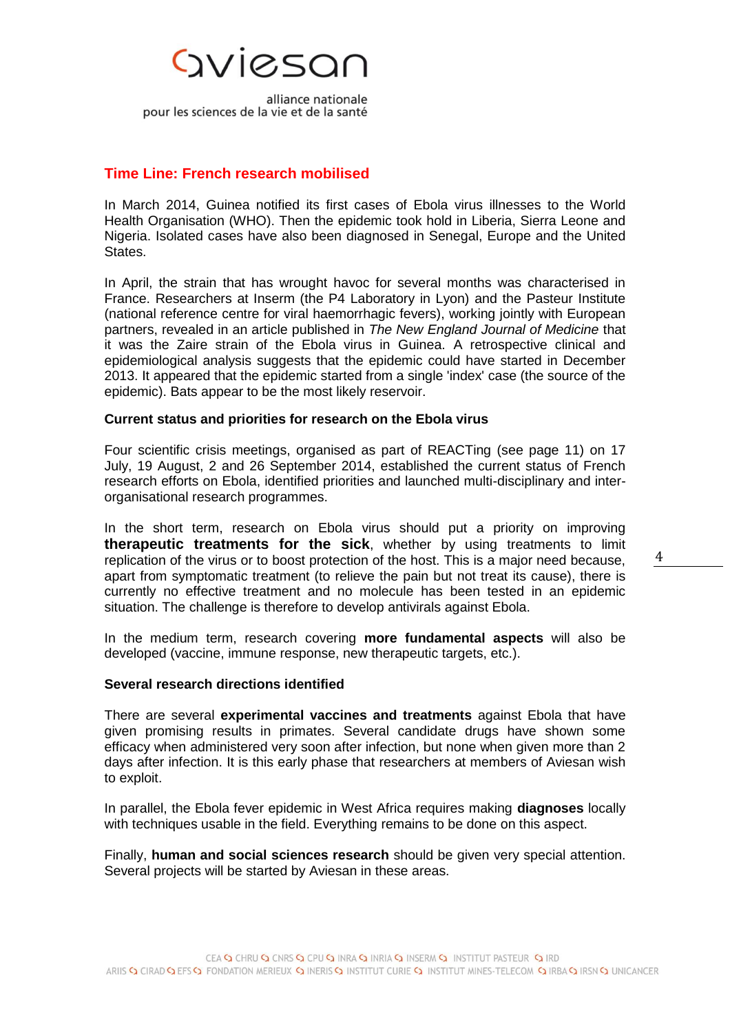## Time Line: French research mobilised

In March 2014, Guinea notified its first cases of Ebola virus illnesses to the World Health Organisation (WHO). Then the epidemic took hold in Liberia, Sierra Leone and Nigeria. Isolated cases have also been diagnosed in Senegal, Europe and the United States.

In April, the strain that has wrought havoc for several months was characterised in France. Researchers at Inserm (the P4 Laboratory in Lyon) and the Pasteur Institute (national reference centre for viral haemorrhagic fevers), working jointly with European partners, revealed in an article published in *The New England Journal of Medicine* that it was the Zaire strain of the Ebola virus in Guinea. A retrospective clinical and epidemiological analysis suggests that the epidemic could have started in December 2013. It appeared that the epidemic started from a single 'index' case (the source of the epidemic). Bats appear to be the most likely reservoir.

### Current status and priorities for research on the Ebola virus

Four scientific crisis meetings, organised as part of REACTing (see page 11) on 17 July, 19 August, 2 and 26 September 2014, established the current status of French research efforts on Ebola, identified priorities and launched multi-disciplinary and inter-organisational research programmes.

In the short term, research on Ebola virus should put a priority on improving **therapeutic treatments for the sick**, whether by using treatments to limit replication of the virus or to boost protection of the host. This is a major need because, apart from symptomatic treatment (to relieve the pain but not treat its cause), there is currently no effective treatment and no molecule has been tested in an epidemic situation. The challenge is therefore to develop antivirals against Ebola.

In the medium term, research covering **more fundamental aspects** will also be developed (vaccine, immune response, new therapeutic targets, etc.).

### Several research directions identified

There are several **experimental vaccines and treatments** against Ebola that have given promising results in primates. Several candidate drugs have shown some efficacy when administered very soon after infection, but none when given more than 2 days after infection. It is this early phase that researchers at members of Aviesan wish to exploit.

In parallel, the Ebola fever epidemic in West Africa requires making **diagnoses** locally with techniques usable in the field. Everything remains to be done on this aspect.

Finally, **human and social sciences research** should be given very special attention. Several projects will be started by Aviesan in these areas.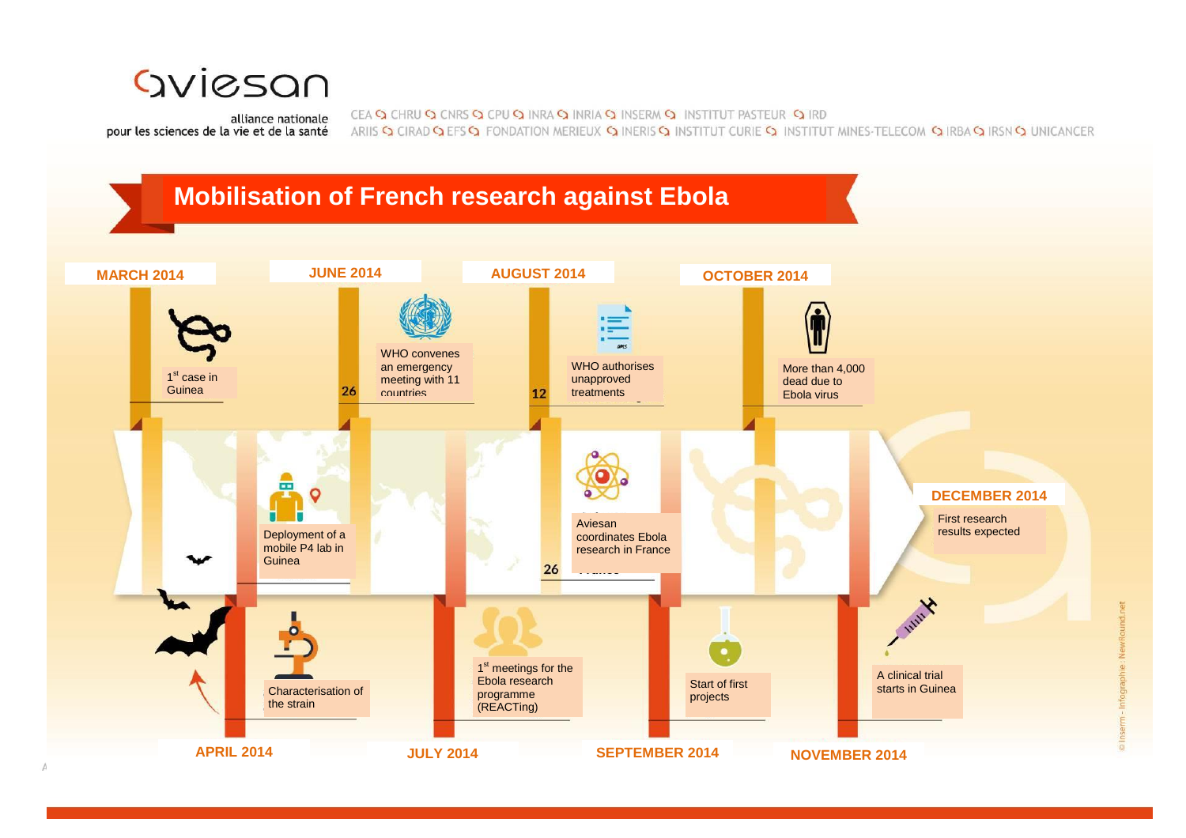aviesan

alliance nationale pour les sciences de la vie et de la santé

CEA CHRU CNRS CPU INRA INRIA INSERM INSTITUT PASTEUR IRD ARIIS CIRAD EFS FONDATION MERIEUX INERIS INSTITUT CURIE INSTITUT MINES-TELECOM IRBA IRSN UNICANCER

# Mobilisation of French research against Ebola

**MARCH 2014**

1st case in Guinea

**APRIL 2014**

Characterisation of the strain

Deployment of a mobile P4 lab in Guinea

**JUNE 2014**

26 — WHO convenes an emergency meeting with 11 countries

**JULY 2014**

1st meetings for the Ebola research programme (REACTing)

**AUGUST 2014**

12 — WHO authorises unapproved treatments

26 — Aviesan coordinates Ebola research in France

**SEPTEMBER 2014**

Start of first projects

**OCTOBER 2014**

More than 4,000 dead due to Ebola virus

**NOVEMBER 2014**

A clinical trial starts in Guinea

**DECEMBER 2014**

First research results expected

© Inserm - Infographie : NewRound.net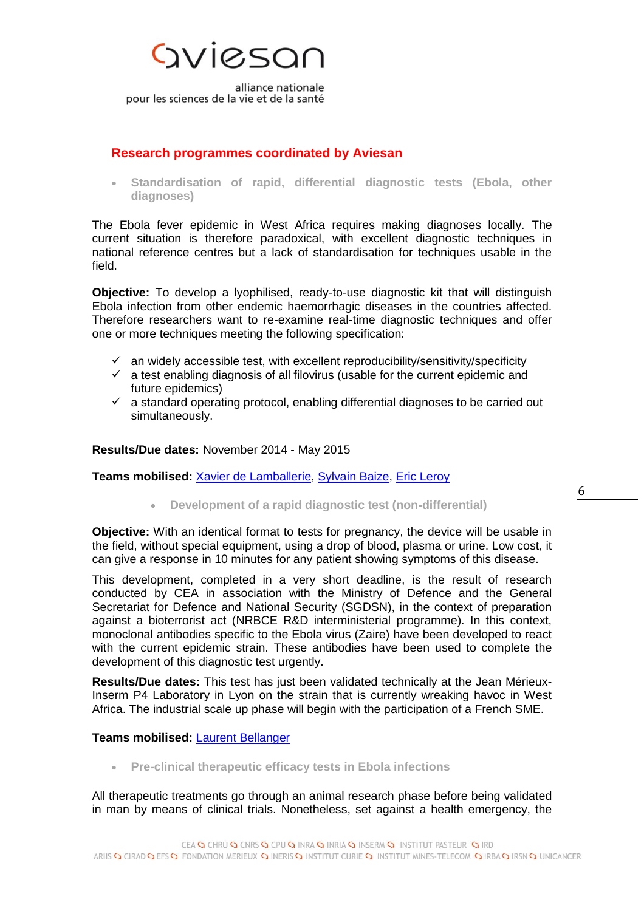## Research programmes coordinated by Aviesan

- **Standardisation of rapid, differential diagnostic tests (Ebola, other diagnoses)**

The Ebola fever epidemic in West Africa requires making diagnoses locally. The current situation is therefore paradoxical, with excellent diagnostic techniques in national reference centres but a lack of standardisation for techniques usable in the field.

**Objective:** To develop a lyophilised, ready-to-use diagnostic kit that will distinguish Ebola infection from other endemic haemorrhagic diseases in the countries affected. Therefore researchers want to re-examine real-time diagnostic techniques and offer one or more techniques meeting the following specification:

- ✓ an widely accessible test, with excellent reproducibility/sensitivity/specificity
- ✓ a test enabling diagnosis of all filovirus (usable for the current epidemic and future epidemics)
- ✓ a standard operating protocol, enabling differential diagnoses to be carried out simultaneously.

**Results/Due dates:** November 2014 - May 2015

**Teams mobilised:** Xavier de Lamballerie, Sylvain Baize, Eric Leroy

- **Development of a rapid diagnostic test (non-differential)**

**Objective:** With an identical format to tests for pregnancy, the device will be usable in the field, without special equipment, using a drop of blood, plasma or urine. Low cost, it can give a response in 10 minutes for any patient showing symptoms of this disease.

This development, completed in a very short deadline, is the result of research conducted by CEA in association with the Ministry of Defence and the General Secretariat for Defence and National Security (SGDSN), in the context of preparation against a bioterrorist act (NRBCE R&D interministerial programme). In this context, monoclonal antibodies specific to the Ebola virus (Zaire) have been developed to react with the current epidemic strain. These antibodies have been used to complete the development of this diagnostic test urgently.

**Results/Due dates:** This test has just been validated technically at the Jean Mérieux-Inserm P4 Laboratory in Lyon on the strain that is currently wreaking havoc in West Africa. The industrial scale up phase will begin with the participation of a French SME.

**Teams mobilised:** Laurent Bellanger

- **Pre-clinical therapeutic efficacy tests in Ebola infections**

All therapeutic treatments go through an animal research phase before being validated in man by means of clinical trials. Nonetheless, set against a health emergency, the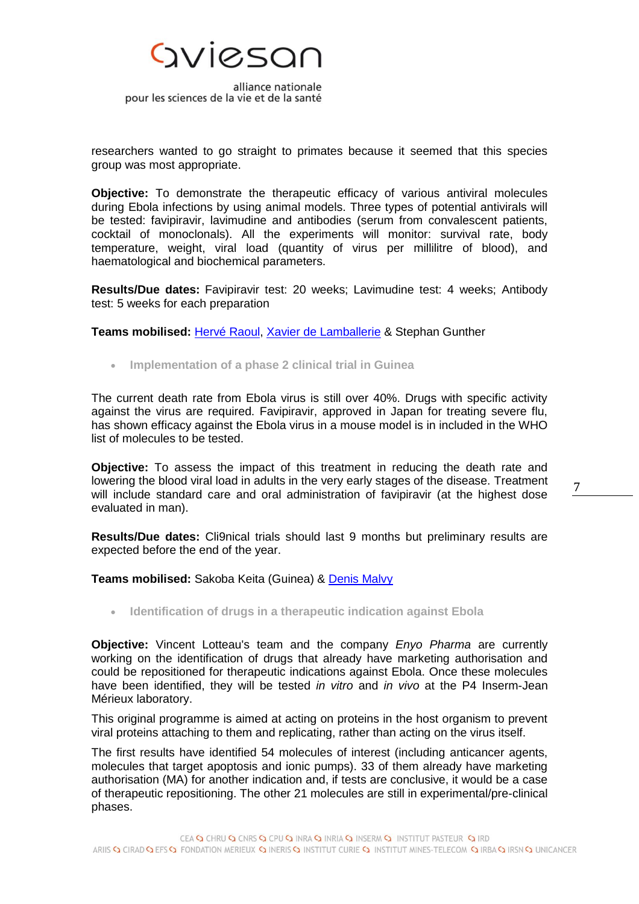researchers wanted to go straight to primates because it seemed that this species group was most appropriate.

**Objective:** To demonstrate the therapeutic efficacy of various antiviral molecules during Ebola infections by using animal models. Three types of potential antivirals will be tested: favipiravir, lavimudine and antibodies (serum from convalescent patients, cocktail of monoclonals). All the experiments will monitor: survival rate, body temperature, weight, viral load (quantity of virus per millilitre of blood), and haematological and biochemical parameters.

**Results/Due dates:** Favipiravir test: 20 weeks; Lavimudine test: 4 weeks; Antibody test: 5 weeks for each preparation

**Teams mobilised:** Hervé Raoul, Xavier de Lamballerie & Stephan Gunther

- **Implementation of a phase 2 clinical trial in Guinea**

The current death rate from Ebola virus is still over 40%. Drugs with specific activity against the virus are required. Favipiravir, approved in Japan for treating severe flu, has shown efficacy against the Ebola virus in a mouse model is in included in the WHO list of molecules to be tested.

**Objective:** To assess the impact of this treatment in reducing the death rate and lowering the blood viral load in adults in the very early stages of the disease. Treatment will include standard care and oral administration of favipiravir (at the highest dose evaluated in man).

**Results/Due dates:** Cli9nical trials should last 9 months but preliminary results are expected before the end of the year.

**Teams mobilised:** Sakoba Keita (Guinea) & Denis Malvy

- **Identification of drugs in a therapeutic indication against Ebola**

**Objective:** Vincent Lotteau's team and the company *Enyo Pharma* are currently working on the identification of drugs that already have marketing authorisation and could be repositioned for therapeutic indications against Ebola. Once these molecules have been identified, they will be tested *in vitro* and *in vivo* at the P4 Inserm-Jean Mérieux laboratory.

This original programme is aimed at acting on proteins in the host organism to prevent viral proteins attaching to them and replicating, rather than acting on the virus itself.

The first results have identified 54 molecules of interest (including anticancer agents, molecules that target apoptosis and ionic pumps). 33 of them already have marketing authorisation (MA) for another indication and, if tests are conclusive, it would be a case of therapeutic repositioning. The other 21 molecules are still in experimental/pre-clinical phases.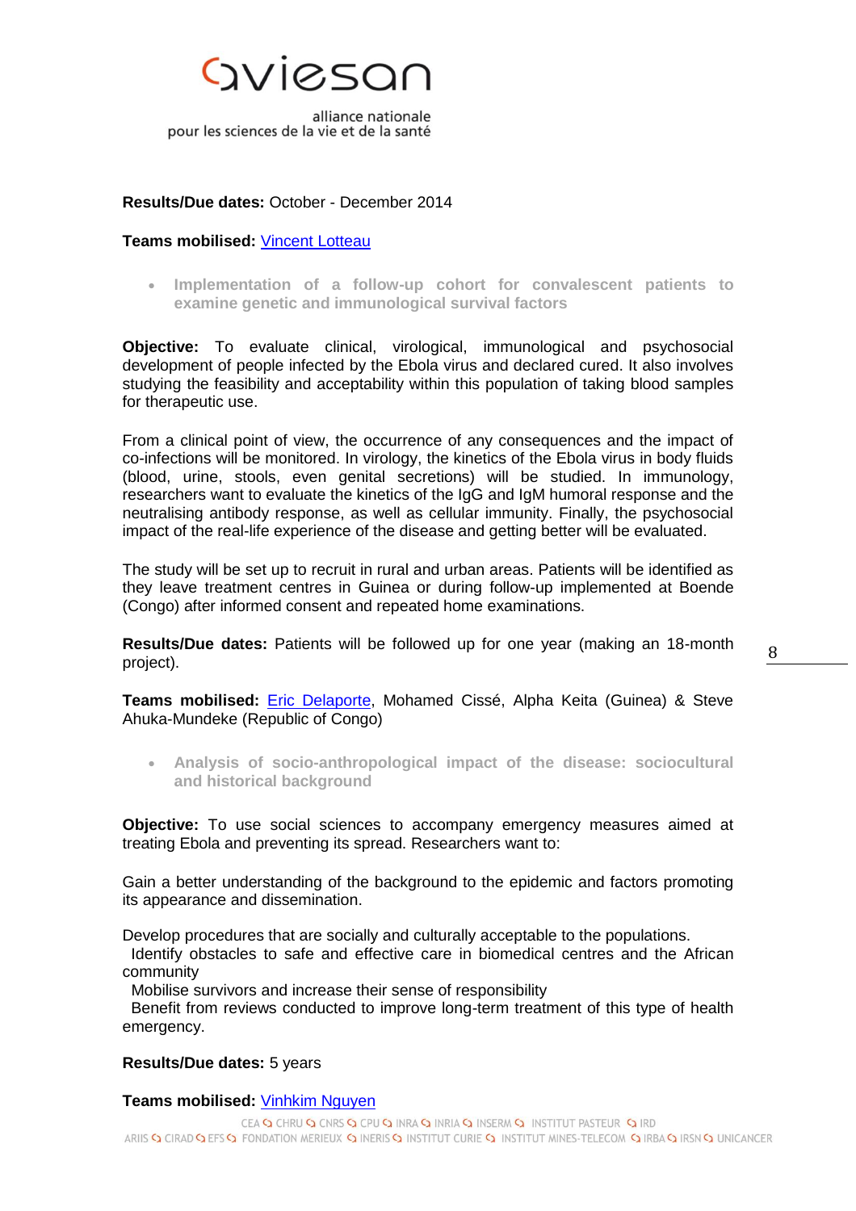**Results/Due dates:** October - December 2014

**Teams mobilised:** Vincent Lotteau

- **Implementation of a follow-up cohort for convalescent patients to examine genetic and immunological survival factors**

**Objective:** To evaluate clinical, virological, immunological and psychosocial development of people infected by the Ebola virus and declared cured. It also involves studying the feasibility and acceptability within this population of taking blood samples for therapeutic use.

From a clinical point of view, the occurrence of any consequences and the impact of co-infections will be monitored. In virology, the kinetics of the Ebola virus in body fluids (blood, urine, stools, even genital secretions) will be studied. In immunology, researchers want to evaluate the kinetics of the IgG and IgM humoral response and the neutralising antibody response, as well as cellular immunity. Finally, the psychosocial impact of the real-life experience of the disease and getting better will be evaluated.

The study will be set up to recruit in rural and urban areas. Patients will be identified as they leave treatment centres in Guinea or during follow-up implemented at Boende (Congo) after informed consent and repeated home examinations.

**Results/Due dates:** Patients will be followed up for one year (making an 18-month project).

**Teams mobilised:** Eric Delaporte, Mohamed Cissé, Alpha Keita (Guinea) & Steve Ahuka-Mundeke (Republic of Congo)

- **Analysis of socio-anthropological impact of the disease: sociocultural and historical background**

**Objective:** To use social sciences to accompany emergency measures aimed at treating Ebola and preventing its spread. Researchers want to:

Gain a better understanding of the background to the epidemic and factors promoting its appearance and dissemination.

Develop procedures that are socially and culturally acceptable to the populations.
Identify obstacles to safe and effective care in biomedical centres and the African community
Mobilise survivors and increase their sense of responsibility
Benefit from reviews conducted to improve long-term treatment of this type of health emergency.

**Results/Due dates:** 5 years

**Teams mobilised:** Vinhkim Nguyen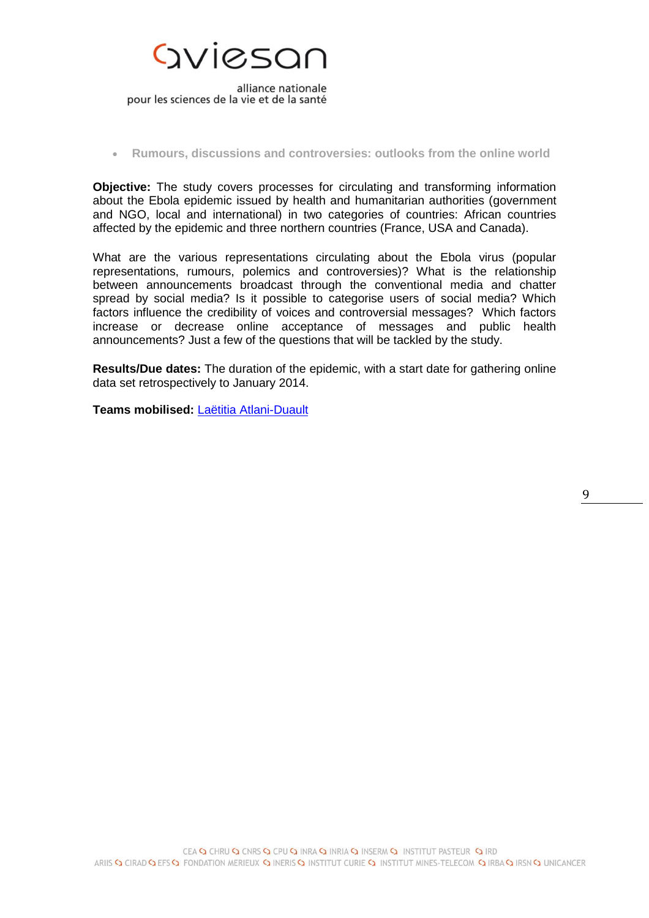- **Rumours, discussions and controversies: outlooks from the online world**

**Objective:** The study covers processes for circulating and transforming information about the Ebola epidemic issued by health and humanitarian authorities (government and NGO, local and international) in two categories of countries: African countries affected by the epidemic and three northern countries (France, USA and Canada).

What are the various representations circulating about the Ebola virus (popular representations, rumours, polemics and controversies)? What is the relationship between announcements broadcast through the conventional media and chatter spread by social media? Is it possible to categorise users of social media? Which factors influence the credibility of voices and controversial messages? Which factors increase or decrease online acceptance of messages and public health announcements? Just a few of the questions that will be tackled by the study.

**Results/Due dates:** The duration of the epidemic, with a start date for gathering online data set retrospectively to January 2014.

**Teams mobilised:** Laëtitia Atlani-Duault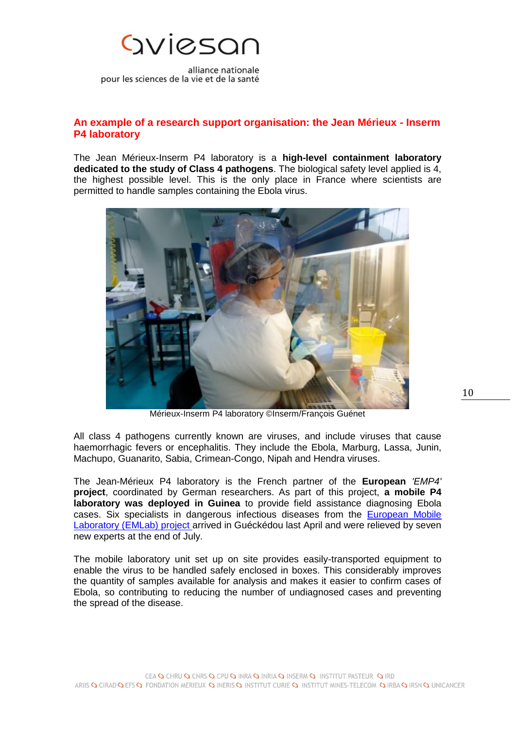## An example of a research support organisation: the Jean Mérieux - Inserm P4 laboratory

The Jean Mérieux-Inserm P4 laboratory is a **high-level containment laboratory dedicated to the study of Class 4 pathogens**. The biological safety level applied is 4, the highest possible level. This is the only place in France where scientists are permitted to handle samples containing the Ebola virus.

Mérieux-Inserm P4 laboratory ©Inserm/François Guénet

All class 4 pathogens currently known are viruses, and include viruses that cause haemorrhagic fevers or encephalitis. They include the Ebola, Marburg, Lassa, Junin, Machupo, Guanarito, Sabia, Crimean-Congo, Nipah and Hendra viruses.

The Jean-Mérieux P4 laboratory is the French partner of the **European** *'EMP4'* **project**, coordinated by German researchers. As part of this project, **a mobile P4 laboratory was deployed in Guinea** to provide field assistance diagnosing Ebola cases. Six specialists in dangerous infectious diseases from the European Mobile Laboratory (EMLab) project arrived in Guéckédou last April and were relieved by seven new experts at the end of July.

The mobile laboratory unit set up on site provides easily-transported equipment to enable the virus to be handled safely enclosed in boxes. This considerably improves the quantity of samples available for analysis and makes it easier to confirm cases of Ebola, so contributing to reducing the number of undiagnosed cases and preventing the spread of the disease.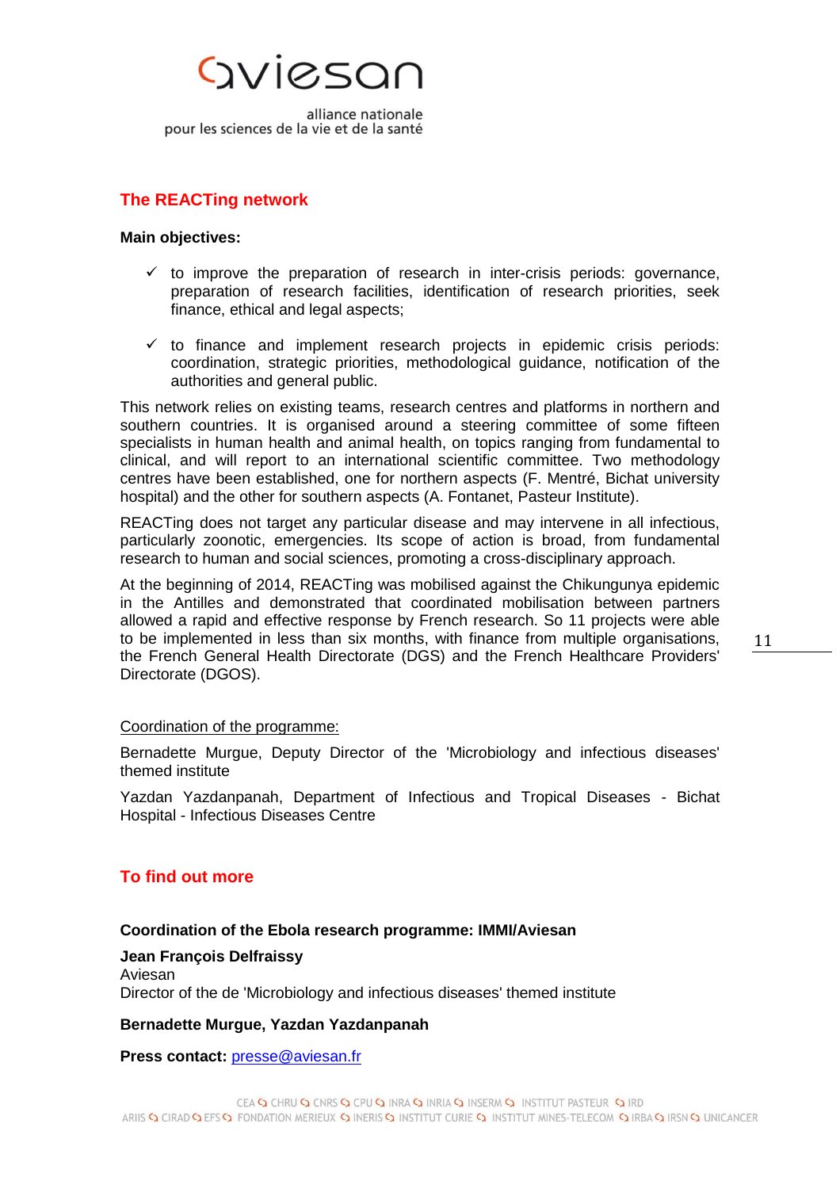aviesan

alliance nationale
pour les sciences de la vie et de la santé

## The REACTing network

**Main objectives:**

- ✓ to improve the preparation of research in inter-crisis periods: governance, preparation of research facilities, identification of research priorities, seek finance, ethical and legal aspects;
- ✓ to finance and implement research projects in epidemic crisis periods: coordination, strategic priorities, methodological guidance, notification of the authorities and general public.

This network relies on existing teams, research centres and platforms in northern and southern countries. It is organised around a steering committee of some fifteen specialists in human health and animal health, on topics ranging from fundamental to clinical, and will report to an international scientific committee. Two methodology centres have been established, one for northern aspects (F. Mentré, Bichat university hospital) and the other for southern aspects (A. Fontanet, Pasteur Institute).

REACTing does not target any particular disease and may intervene in all infectious, particularly zoonotic, emergencies. Its scope of action is broad, from fundamental research to human and social sciences, promoting a cross-disciplinary approach.

At the beginning of 2014, REACTing was mobilised against the Chikungunya epidemic in the Antilles and demonstrated that coordinated mobilisation between partners allowed a rapid and effective response by French research. So 11 projects were able to be implemented in less than six months, with finance from multiple organisations, the French General Health Directorate (DGS) and the French Healthcare Providers' Directorate (DGOS).

<u>Coordination of the programme:</u>

Bernadette Murgue, Deputy Director of the 'Microbiology and infectious diseases' themed institute

Yazdan Yazdanpanah, Department of Infectious and Tropical Diseases - Bichat Hospital - Infectious Diseases Centre

## To find out more

**Coordination of the Ebola research programme: IMMI/Aviesan**

**Jean François Delfraissy**
Aviesan
Director of the de 'Microbiology and infectious diseases' themed institute

**Bernadette Murgue, Yazdan Yazdanpanah**

**Press contact:** presse@aviesan.fr

CEA CHRU CNRS CPU INRA INRIA INSERM INSTITUT PASTEUR IRD
ARIIS CIRAD EFS FONDATION MERIEUX INERIS INSTITUT CURIE INSTITUT MINES-TELECOM IRBA IRSN UNICANCER